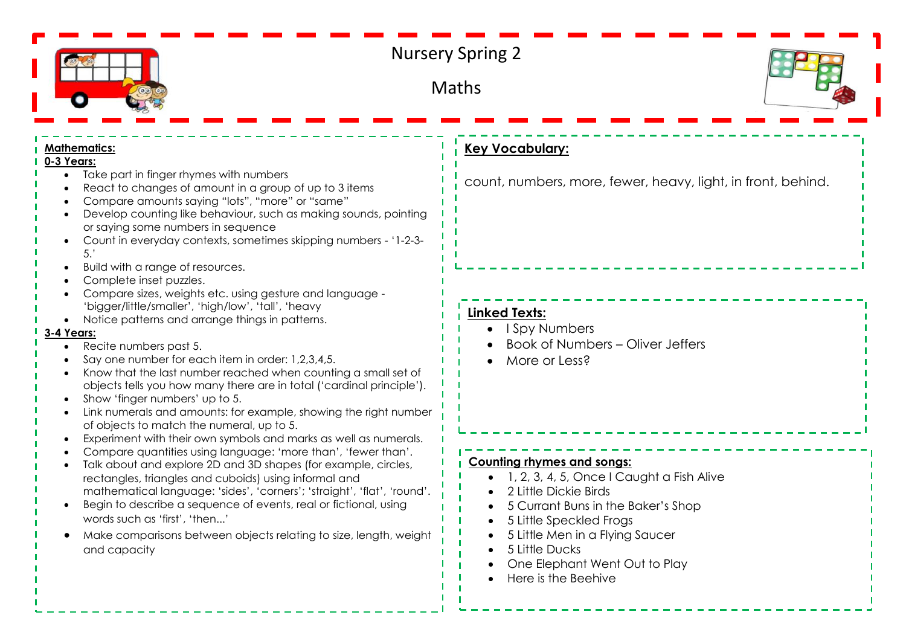# Nursery Spring 2

## Maths

**Mathematics:**

**0-3 Years:**

- Take part in finger rhymes with numbers
- React to changes of amount in a group of up to 3 items
- Compare amounts saying "lots", "more" or "same"
- Develop counting like behaviour, such as making sounds, pointing or saying some numbers in sequence
- Count in everyday contexts, sometimes skipping numbers - '1-2-3-5.'
- Build with a range of resources.
- Complete inset puzzles.
- Compare sizes, weights etc. using gesture and language - 'bigger/little/smaller', 'high/low', 'tall', 'heavy
- Notice patterns and arrange things in patterns.

**3-4 Years:**

- Recite numbers past 5.
- Say one number for each item in order: 1,2,3,4,5.
- Know that the last number reached when counting a small set of objects tells you how many there are in total ('cardinal principle').
- Show 'finger numbers' up to 5.
- Link numerals and amounts: for example, showing the right number of objects to match the numeral, up to 5.
- Experiment with their own symbols and marks as well as numerals.
- Compare quantities using language: 'more than', 'fewer than'.
- Talk about and explore 2D and 3D shapes (for example, circles, rectangles, triangles and cuboids) using informal and mathematical language: 'sides', 'corners'; 'straight', 'flat', 'round'.
- Begin to describe a sequence of events, real or fictional, using words such as 'first', 'then...'
- Make comparisons between objects relating to size, length, weight and capacity

**Key Vocabulary:**

count, numbers, more, fewer, heavy, light, in front, behind.

**Linked Texts:**

- I Spy Numbers
- Book of Numbers – Oliver Jeffers
- More or Less?

**Counting rhymes and songs:**

- 1, 2, 3, 4, 5, Once I Caught a Fish Alive
- 2 Little Dickie Birds
- 5 Currant Buns in the Baker's Shop
- 5 Little Speckled Frogs
- 5 Little Men in a Flying Saucer
- 5 Little Ducks
- One Elephant Went Out to Play
- Here is the Beehive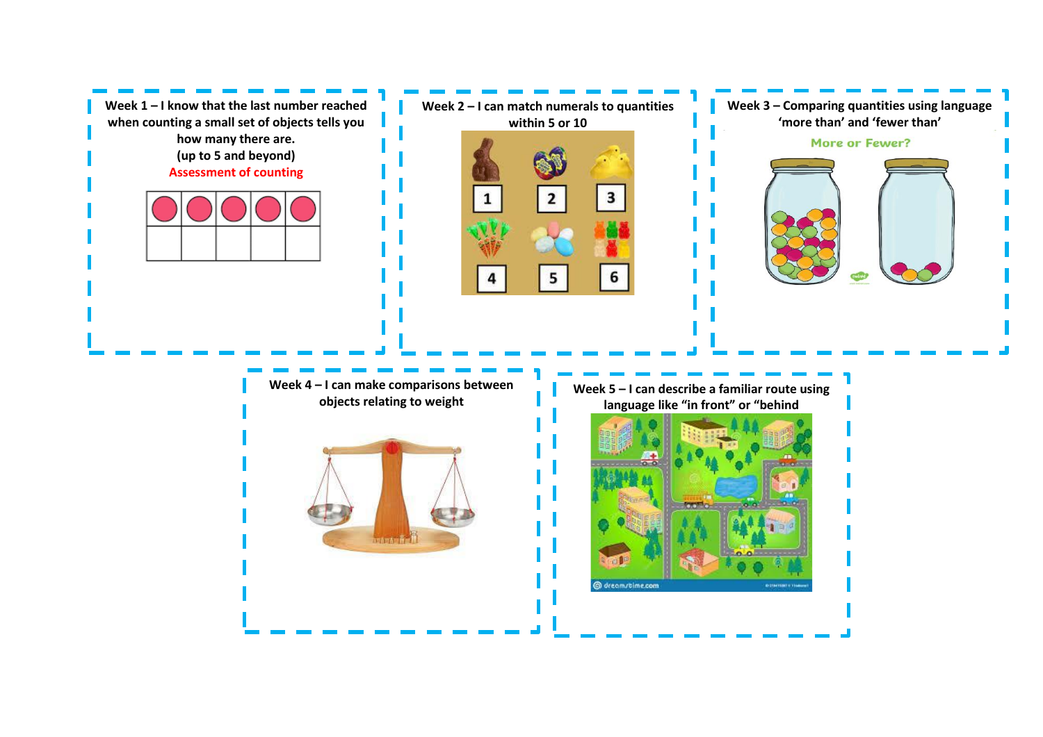Week 1 – I know that the last number reached when counting a small set of objects tells you how many there are.
(up to 5 and beyond)
Assessment of counting

Week 2 – I can match numerals to quantities within 5 or 10

Week 3 – Comparing quantities using language 'more than' and 'fewer than'

Week 4 – I can make comparisons between objects relating to weight

Week 5 – I can describe a familiar route using language like "in front" or "behind